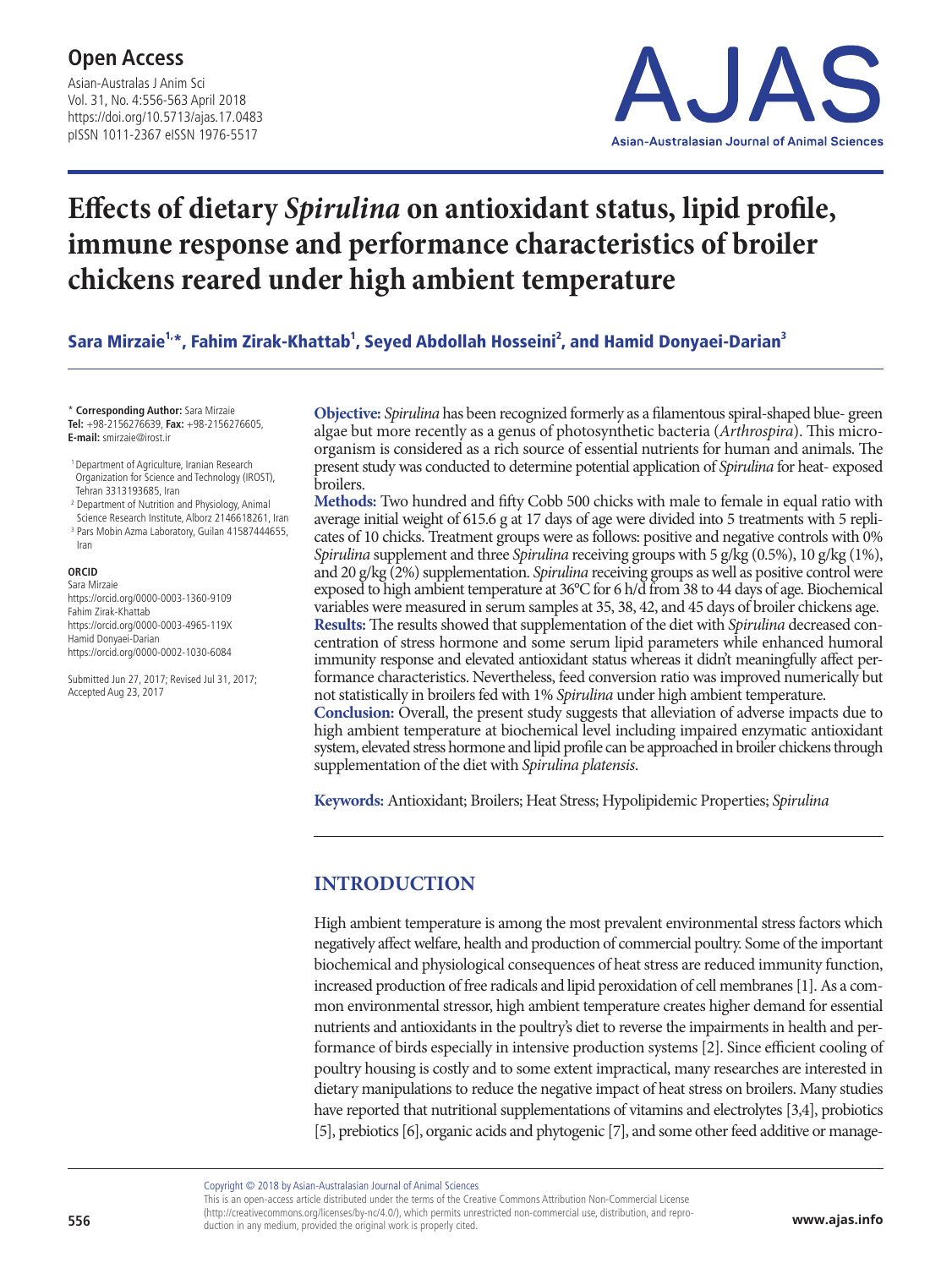**Open Access**

# Effects of dietary *Spirulina* on antioxidant status, lipid profile, immune response and performance characteristics of broiler chickens reared under high ambient temperature

**Sara Mirzaie[1,*], Fahim Zirak-Khattab[1], Seyed Abdollah Hosseini[2], and Hamid Donyaei-Darian[3]**

\* **Corresponding Author:** Sara Mirzaie
**Tel:** +98-2156276639, **Fax:** +98-2156276605,
**E-mail:** smirzaie@irost.ir

[1] Department of Agriculture, Iranian Research Organization for Science and Technology (IROST), Tehran 3313193685, Iran
[2] Department of Nutrition and Physiology, Animal Science Research Institute, Alborz 2146618261, Iran
[3] Pars Mobin Azma Laboratory, Guilan 41587444655, Iran

**ORCID**
Sara Mirzaie
https://orcid.org/0000-0003-1360-9109
Fahim Zirak-Khattab
https://orcid.org/0000-0003-4965-119X
Hamid Donyaei-Darian
https://orcid.org/0000-0002-1030-6084

Submitted Jun 27, 2017; Revised Jul 31, 2017; Accepted Aug 23, 2017

**Objective:** *Spirulina* has been recognized formerly as a filamentous spiral-shaped blue- green algae but more recently as a genus of photosynthetic bacteria (*Arthrospira*). This microorganism is considered as a rich source of essential nutrients for human and animals. The present study was conducted to determine potential application of *Spirulina* for heat- exposed broilers.

**Methods:** Two hundred and fifty Cobb 500 chicks with male to female in equal ratio with average initial weight of 615.6 g at 17 days of age were divided into 5 treatments with 5 replicates of 10 chicks. Treatment groups were as follows: positive and negative controls with 0% *Spirulina* supplement and three *Spirulina* receiving groups with 5 g/kg (0.5%), 10 g/kg (1%), and 20 g/kg (2%) supplementation. *Spirulina* receiving groups as well as positive control were exposed to high ambient temperature at 36°C for 6 h/d from 38 to 44 days of age. Biochemical variables were measured in serum samples at 35, 38, 42, and 45 days of broiler chickens age.

**Results:** The results showed that supplementation of the diet with *Spirulina* decreased concentration of stress hormone and some serum lipid parameters while enhanced humoral immunity response and elevated antioxidant status whereas it didn't meaningfully affect performance characteristics. Nevertheless, feed conversion ratio was improved numerically but not statistically in broilers fed with 1% *Spirulina* under high ambient temperature.

**Conclusion:** Overall, the present study suggests that alleviation of adverse impacts due to high ambient temperature at biochemical level including impaired enzymatic antioxidant system, elevated stress hormone and lipid profile can be approached in broiler chickens through supplementation of the diet with *Spirulina platensis*.

**Keywords:** Antioxidant; Broilers; Heat Stress; Hypolipidemic Properties; *Spirulina*

## INTRODUCTION

High ambient temperature is among the most prevalent environmental stress factors which negatively affect welfare, health and production of commercial poultry. Some of the important biochemical and physiological consequences of heat stress are reduced immunity function, increased production of free radicals and lipid peroxidation of cell membranes [1]. As a common environmental stressor, high ambient temperature creates higher demand for essential nutrients and antioxidants in the poultry's diet to reverse the impairments in health and performance of birds especially in intensive production systems [2]. Since efficient cooling of poultry housing is costly and to some extent impractical, many researches are interested in dietary manipulations to reduce the negative impact of heat stress on broilers. Many studies have reported that nutritional supplementations of vitamins and electrolytes [3,4], probiotics [5], prebiotics [6], organic acids and phytogenic [7], and some other feed additive or manage-

Copyright © 2018 by Asian-Australasian Journal of Animal Sciences
This is an open-access article distributed under the terms of the Creative Commons Attribution Non-Commercial License (http://creativecommons.org/licenses/by-nc/4.0/), which permits unrestricted non-commercial use, distribution, and reproduction in any medium, provided the original work is properly cited.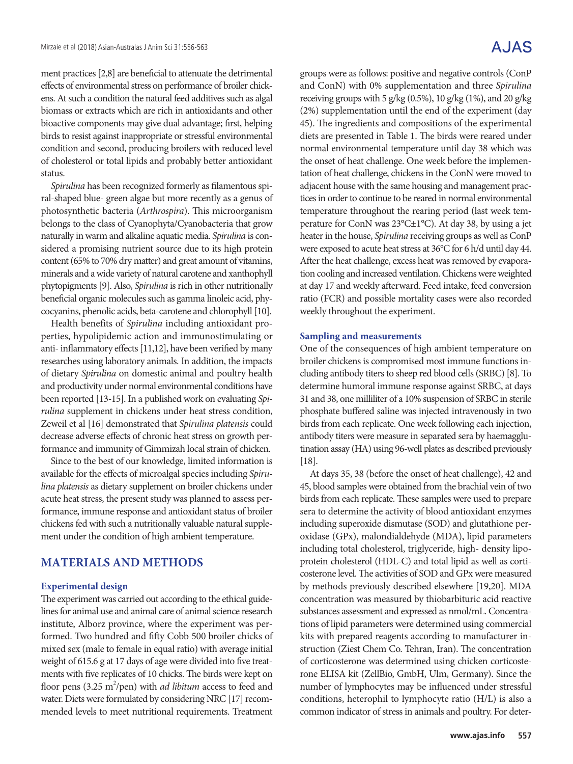ment practices [2,8] are beneficial to attenuate the detrimental effects of environmental stress on performance of broiler chickens. At such a condition the natural feed additives such as algal biomass or extracts which are rich in antioxidants and other bioactive components may give dual advantage; first, helping birds to resist against inappropriate or stressful environmental condition and second, producing broilers with reduced level of cholesterol or total lipids and probably better antioxidant status.

*Spirulina* has been recognized formerly as filamentous spiral-shaped blue- green algae but more recently as a genus of photosynthetic bacteria (*Arthrospira*). This microorganism belongs to the class of Cyanophyta/Cyanobacteria that grow naturally in warm and alkaline aquatic media. *Spirulina* is considered a promising nutrient source due to its high protein content (65% to 70% dry matter) and great amount of vitamins, minerals and a wide variety of natural carotene and xanthophyll phytopigments [9]. Also, *Spirulina* is rich in other nutritionally beneficial organic molecules such as gamma linoleic acid, phycocyanins, phenolic acids, beta-carotene and chlorophyll [10].

Health benefits of *Spirulina* including antioxidant properties, hypolipidemic action and immunostimulating or anti- inflammatory effects [11,12], have been verified by many researches using laboratory animals. In addition, the impacts of dietary *Spirulina* on domestic animal and poultry health and productivity under normal environmental conditions have been reported [13-15]. In a published work on evaluating *Spirulina* supplement in chickens under heat stress condition, Zeweil et al [16] demonstrated that *Spirulina platensis* could decrease adverse effects of chronic heat stress on growth performance and immunity of Gimmizah local strain of chicken.

Since to the best of our knowledge, limited information is available for the effects of microalgal species including *Spirulina platensis* as dietary supplement on broiler chickens under acute heat stress, the present study was planned to assess performance, immune response and antioxidant status of broiler chickens fed with such a nutritionally valuable natural supplement under the condition of high ambient temperature.

## MATERIALS AND METHODS

### Experimental design

The experiment was carried out according to the ethical guidelines for animal use and animal care of animal science research institute, Alborz province, where the experiment was performed. Two hundred and fifty Cobb 500 broiler chicks of mixed sex (male to female in equal ratio) with average initial weight of 615.6 g at 17 days of age were divided into five treatments with five replicates of 10 chicks. The birds were kept on floor pens (3.25 $m^2$/pen) with *ad libitum* access to feed and water. Diets were formulated by considering NRC [17] recommended levels to meet nutritional requirements. Treatment groups were as follows: positive and negative controls (ConP and ConN) with 0% supplementation and three *Spirulina* receiving groups with 5 g/kg (0.5%), 10 g/kg (1%), and 20 g/kg (2%) supplementation until the end of the experiment (day 45). The ingredients and compositions of the experimental diets are presented in Table 1. The birds were reared under normal environmental temperature until day 38 which was the onset of heat challenge. One week before the implementation of heat challenge, chickens in the ConN were moved to adjacent house with the same housing and management practices in order to continue to be reared in normal environmental temperature throughout the rearing period (last week temperature for ConN was 23°C±1°C). At day 38, by using a jet heater in the house, *Spirulina* receiving groups as well as ConP were exposed to acute heat stress at 36°C for 6 h/d until day 44. After the heat challenge, excess heat was removed by evaporation cooling and increased ventilation. Chickens were weighted at day 17 and weekly afterward. Feed intake, feed conversion ratio (FCR) and possible mortality cases were also recorded weekly throughout the experiment.

### Sampling and measurements

One of the consequences of high ambient temperature on broiler chickens is compromised most immune functions including antibody titers to sheep red blood cells (SRBC) [8]. To determine humoral immune response against SRBC, at days 31 and 38, one milliliter of a 10% suspension of SRBC in sterile phosphate buffered saline was injected intravenously in two birds from each replicate. One week following each injection, antibody titers were measure in separated sera by haemagglutination assay (HA) using 96-well plates as described previously [18].

At days 35, 38 (before the onset of heat challenge), 42 and 45, blood samples were obtained from the brachial vein of two birds from each replicate. These samples were used to prepare sera to determine the activity of blood antioxidant enzymes including superoxide dismutase (SOD) and glutathione peroxidase (GPx), malondialdehyde (MDA), lipid parameters including total cholesterol, triglyceride, high- density lipoprotein cholesterol (HDL-C) and total lipid as well as corticosterone level. The activities of SOD and GPx were measured by methods previously described elsewhere [19,20]. MDA concentration was measured by thiobarbituric acid reactive substances assessment and expressed as nmol/mL. Concentrations of lipid parameters were determined using commercial kits with prepared reagents according to manufacturer instruction (Ziest Chem Co. Tehran, Iran). The concentration of corticosterone was determined using chicken corticosterone ELISA kit (ZellBio, GmbH, Ulm, Germany). Since the number of lymphocytes may be influenced under stressful conditions, heterophil to lymphocyte ratio (H/L) is also a common indicator of stress in animals and poultry. For deter-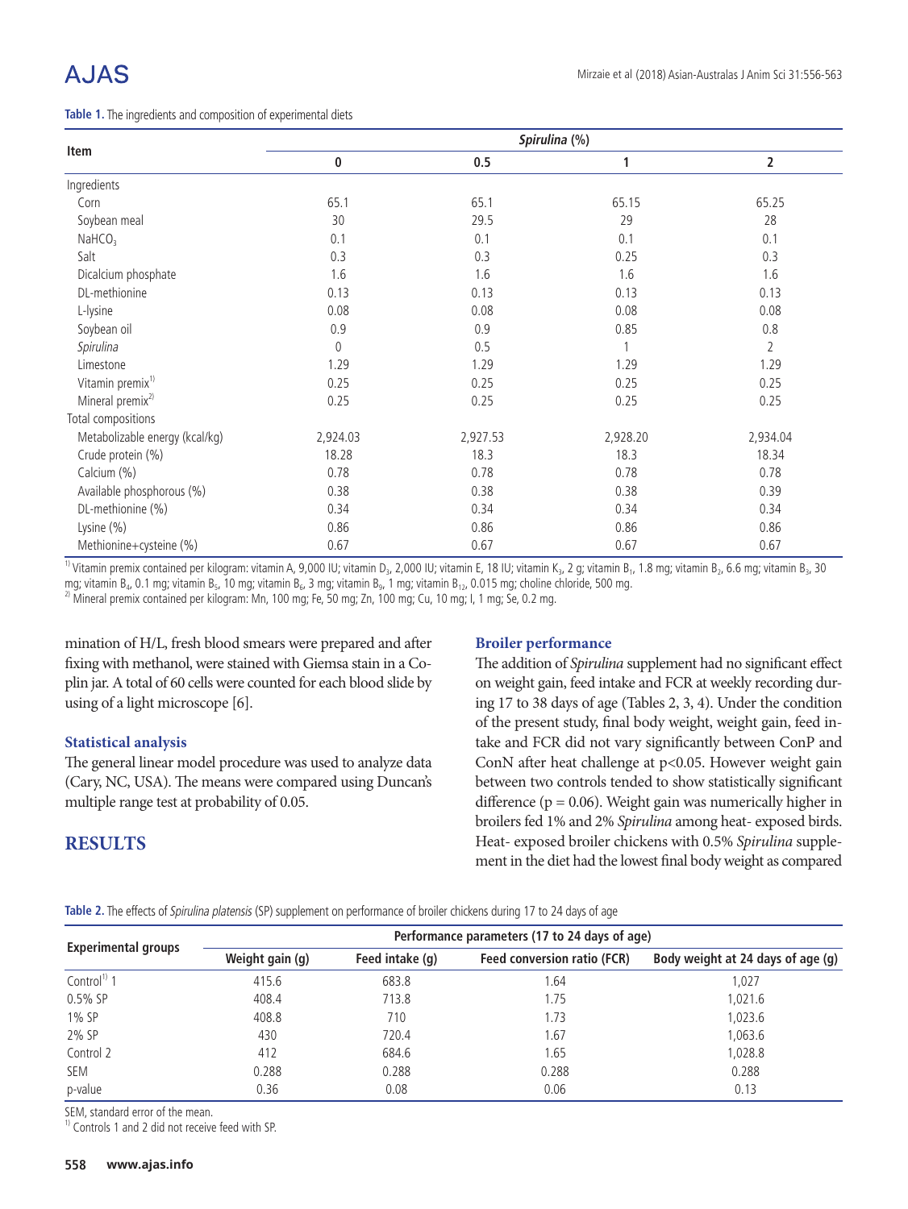**Table 1.** The ingredients and composition of experimental diets

| Item | *Spirulina* (%) | | | |
|---|---|---|---|---|
| | 0 | 0.5 | 1 | 2 |
| Ingredients | | | | |
| Corn | 65.1 | 65.1 | 65.15 | 65.25 |
| Soybean meal | 30 | 29.5 | 29 | 28 |
| $NaHCO_3$ | 0.1 | 0.1 | 0.1 | 0.1 |
| Salt | 0.3 | 0.3 | 0.25 | 0.3 |
| Dicalcium phosphate | 1.6 | 1.6 | 1.6 | 1.6 |
| DL-methionine | 0.13 | 0.13 | 0.13 | 0.13 |
| L-lysine | 0.08 | 0.08 | 0.08 | 0.08 |
| Soybean oil | 0.9 | 0.9 | 0.85 | 0.8 |
| *Spirulina* | 0 | 0.5 | 1 | 2 |
| Limestone | 1.29 | 1.29 | 1.29 | 1.29 |
| Vitamin premix[1)] | 0.25 | 0.25 | 0.25 | 0.25 |
| Mineral premix[2)] | 0.25 | 0.25 | 0.25 | 0.25 |
| Total compositions | | | | |
| Metabolizable energy (kcal/kg) | 2,924.03 | 2,927.53 | 2,928.20 | 2,934.04 |
| Crude protein (%) | 18.28 | 18.3 | 18.3 | 18.34 |
| Calcium (%) | 0.78 | 0.78 | 0.78 | 0.78 |
| Available phosphorous (%) | 0.38 | 0.38 | 0.38 | 0.39 |
| DL-methionine (%) | 0.34 | 0.34 | 0.34 | 0.34 |
| Lysine (%) | 0.86 | 0.86 | 0.86 | 0.86 |
| Methionine+cysteine (%) | 0.67 | 0.67 | 0.67 | 0.67 |

[1)] Vitamin premix contained per kilogram: vitamin A, 9,000 IU; vitamin $D_3$, 2,000 IU; vitamin E, 18 IU; vitamin $K_3$, 2 g; vitamin $B_1$, 1.8 mg; vitamin $B_2$, 6.6 mg; vitamin $B_3$, 30 mg; vitamin $B_4$, 0.1 mg; vitamin $B_5$, 10 mg; vitamin $B_6$, 3 mg; vitamin $B_9$, 1 mg; vitamin $B_{12}$, 0.015 mg; choline chloride, 500 mg.
[2)] Mineral premix contained per kilogram: Mn, 100 mg; Fe, 50 mg; Zn, 100 mg; Cu, 10 mg; I, 1 mg; Se, 0.2 mg.

mination of H/L, fresh blood smears were prepared and after fixing with methanol, were stained with Giemsa stain in a Coplin jar. A total of 60 cells were counted for each blood slide by using of a light microscope [6].

### Statistical analysis

The general linear model procedure was used to analyze data (Cary, NC, USA). The means were compared using Duncan's multiple range test at probability of 0.05.

## RESULTS

### Broiler performance

The addition of *Spirulina* supplement had no significant effect on weight gain, feed intake and FCR at weekly recording during 17 to 38 days of age (Tables 2, 3, 4). Under the condition of the present study, final body weight, weight gain, feed intake and FCR did not vary significantly between ConP and ConN after heat challenge at $p<0.05$. However weight gain between two controls tended to show statistically significant difference ($p = 0.06$). Weight gain was numerically higher in broilers fed 1% and 2% *Spirulina* among heat- exposed birds. Heat- exposed broiler chickens with 0.5% *Spirulina* supplement in the diet had the lowest final body weight as compared

**Table 2.** The effects of *Spirulina platensis* (SP) supplement on performance of broiler chickens during 17 to 24 days of age

| Experimental groups | Performance parameters (17 to 24 days of age) | | | |
|---|---|---|---|---|
| | Weight gain (g) | Feed intake (g) | Feed conversion ratio (FCR) | Body weight at 24 days of age (g) |
| Control[1)] 1 | 415.6 | 683.8 | 1.64 | 1,027 |
| 0.5% SP | 408.4 | 713.8 | 1.75 | 1,021.6 |
| 1% SP | 408.8 | 710 | 1.73 | 1,023.6 |
| 2% SP | 430 | 720.4 | 1.67 | 1,063.6 |
| Control 2 | 412 | 684.6 | 1.65 | 1,028.8 |
| SEM | 0.288 | 0.288 | 0.288 | 0.288 |
| p-value | 0.36 | 0.08 | 0.06 | 0.13 |

SEM, standard error of the mean.
[1)] Controls 1 and 2 did not receive feed with SP.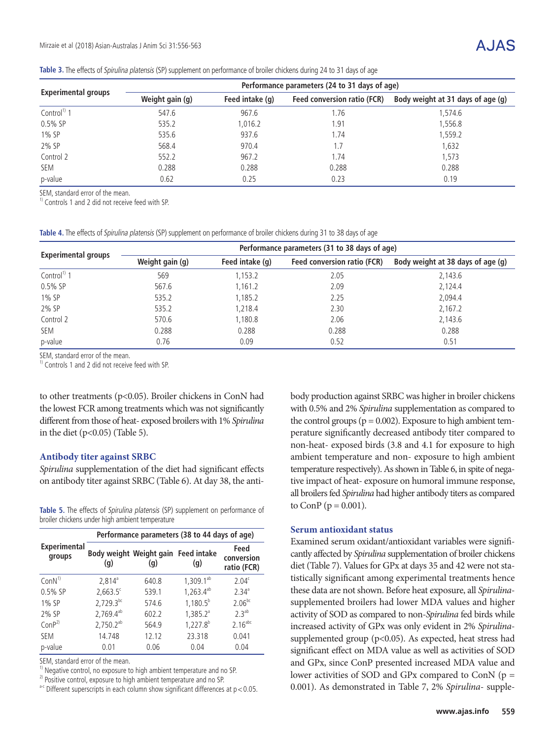**Table 3.** The effects of *Spirulina platensis* (SP) supplement on performance of broiler chickens during 24 to 31 days of age

| Experimental groups | Performance parameters (24 to 31 days of age) | | | |
|---|---|---|---|---|
| | Weight gain (g) | Feed intake (g) | Feed conversion ratio (FCR) | Body weight at 31 days of age (g) |
| Control[1)] 1 | 547.6 | 967.6 | 1.76 | 1,574.6 |
| 0.5% SP | 535.2 | 1,016.2 | 1.91 | 1,556.8 |
| 1% SP | 535.6 | 937.6 | 1.74 | 1,559.2 |
| 2% SP | 568.4 | 970.4 | 1.7 | 1,632 |
| Control 2 | 552.2 | 967.2 | 1.74 | 1,573 |
| SEM | 0.288 | 0.288 | 0.288 | 0.288 |
| p-value | 0.62 | 0.25 | 0.23 | 0.19 |

SEM, standard error of the mean.
[1)] Controls 1 and 2 did not receive feed with SP.

**Table 4.** The effects of *Spirulina platensis* (SP) supplement on performance of broiler chickens during 31 to 38 days of age

| Experimental groups | Performance parameters (31 to 38 days of age) | | | |
|---|---|---|---|---|
| | Weight gain (g) | Feed intake (g) | Feed conversion ratio (FCR) | Body weight at 38 days of age (g) |
| Control[1)] 1 | 569 | 1,153.2 | 2.05 | 2,143.6 |
| 0.5% SP | 567.6 | 1,161.2 | 2.09 | 2,124.4 |
| 1% SP | 535.2 | 1,185.2 | 2.25 | 2,094.4 |
| 2% SP | 535.2 | 1,218.4 | 2.30 | 2,167.2 |
| Control 2 | 570.6 | 1,180.8 | 2.06 | 2,143.6 |
| SEM | 0.288 | 0.288 | 0.288 | 0.288 |
| p-value | 0.76 | 0.09 | 0.52 | 0.51 |

SEM, standard error of the mean.
[1)] Controls 1 and 2 did not receive feed with SP.

to other treatments (p<0.05). Broiler chickens in ConN had the lowest FCR among treatments which was not significantly different from those of heat- exposed broilers with 1% *Spirulina* in the diet (p<0.05) (Table 5).

### Antibody titer against SRBC

*Spirulina* supplementation of the diet had significant effects on antibody titer against SRBC (Table 6). At day 38, the antibody production against SRBC was higher in broiler chickens with 0.5% and 2% *Spirulina* supplementation as compared to the control groups (p = 0.002). Exposure to high ambient temperature significantly decreased antibody titer compared to non-heat- exposed birds (3.8 and 4.1 for exposure to high ambient temperature and non- exposure to high ambient temperature respectively). As shown in Table 6, in spite of negative impact of heat- exposure on humoral immune response, all broilers fed *Spirulina* had higher antibody titers as compared to ConP (p = 0.001).

**Table 5.** The effects of *Spirulina platensis* (SP) supplement on performance of broiler chickens under high ambient temperature

| Experimental groups | Performance parameters (38 to 44 days of age) | | | |
|---|---|---|---|---|
| | Body weight (g) | Weight gain (g) | Feed intake (g) | Feed conversion ratio (FCR) |
| ConN[1)] | 2,814[a] | 640.8 | 1,309.1[ab] | 2.04[c] |
| 0.5% SP | 2,663.5[c] | 539.1 | 1,263.4[ab] | 2.34[a] |
| 1% SP | 2,729.3[bc] | 574.6 | 1,180.5[b] | 2.06[bc] |
| 2% SP | 2,769.4[ab] | 602.2 | 1,385.2[a] | 2.3[ab] |
| ConP[2)] | 2,750.2[ab] | 564.9 | 1,227.8[b] | 2.16[abc] |
| SEM | 14.748 | 12.12 | 23.318 | 0.041 |
| p-value | 0.01 | 0.06 | 0.04 | 0.04 |

SEM, standard error of the mean.
[1)] Negative control, no exposure to high ambient temperature and no SP.
[2)] Positive control, exposure to high ambient temperature and no SP.
[a-c] Different superscripts in each column show significant differences at p<0.05.

### Serum antioxidant status

Examined serum oxidant/antioxidant variables were significantly affected by *Spirulina* supplementation of broiler chickens diet (Table 7). Values for GPx at days 35 and 42 were not statistically significant among experimental treatments hence these data are not shown. Before heat exposure, all *Spirulina*-supplemented broilers had lower MDA values and higher activity of SOD as compared to non-*Spirulina* fed birds while increased activity of GPx was only evident in 2% *Spirulina*-supplemented group (p<0.05). As expected, heat stress had significant effect on MDA value as well as activities of SOD and GPx, since ConP presented increased MDA value and lower activities of SOD and GPx compared to ConN (p = 0.001). As demonstrated in Table 7, 2% *Spirulina*- supple-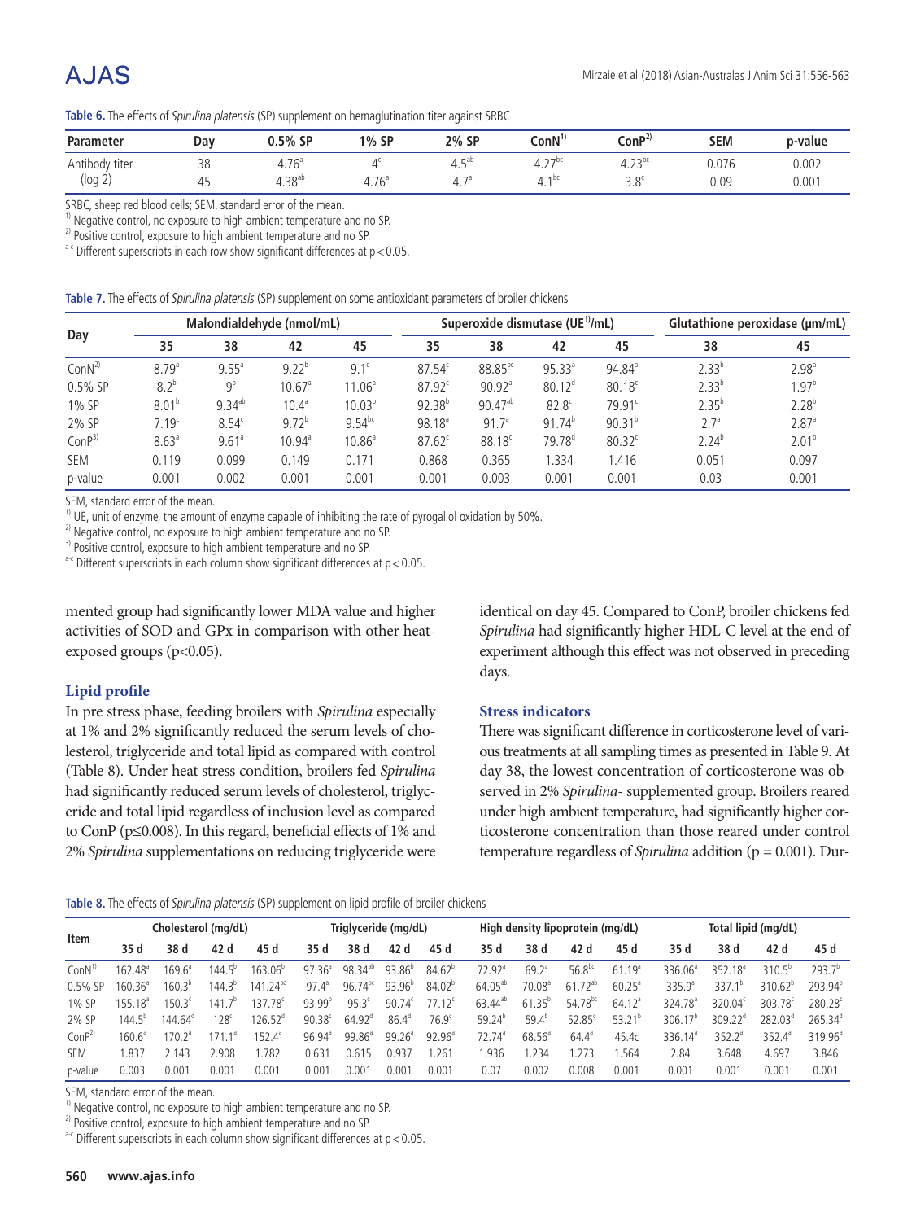**Table 6.** The effects of *Spirulina platensis* (SP) supplement on hemaglutination titer against SRBC

| Parameter | Day | 0.5% SP | 1% SP | 2% SP | ConN[1)] | ConP[2)] | SEM | p-value |
|---|---|---|---|---|---|---|---|---|
| Antibody titer | 38 | 4.76[a] | 4[c] | 4.5[ab] | 4.27[bc] | 4.23[bc] | 0.076 | 0.002 |
| (log 2) | 45 | 4.38[ab] | 4.76[a] | 4.7[a] | 4.1[bc] | 3.8[c] | 0.09 | 0.001 |

SRBC, sheep red blood cells; SEM, standard error of the mean.
[1)] Negative control, no exposure to high ambient temperature and no SP.
[2)] Positive control, exposure to high ambient temperature and no SP.
[a-c] Different superscripts in each row show significant differences at $p<0.05$.

**Table 7.** The effects of *Spirulina platensis* (SP) supplement on some antioxidant parameters of broiler chickens

| Day | Malondialdehyde (nmol/mL) | | | | Superoxide dismutase (UE[1)]/mL) | | | | Glutathione peroxidase (μm/mL) | |
|---|---|---|---|---|---|---|---|---|---|---|
| | 35 | 38 | 42 | 45 | 35 | 38 | 42 | 45 | 38 | 45 |
| ConN[2)] | 8.79[a] | 9.55[a] | 9.22[b] | 9.1[c] | 87.54[c] | 88.85[bc] | 95.33[a] | 94.84[a] | 2.33[b] | 2.98[a] |
| 0.5% SP | 8.2[b] | 9[b] | 10.67[a] | 11.06[a] | 87.92[c] | 90.92[a] | 80.12[d] | 80.18[c] | 2.33[b] | 1.97[b] |
| 1% SP | 8.01[b] | 9.34[ab] | 10.4[a] | 10.03[b] | 92.38[b] | 90.47[ab] | 82.8[c] | 79.91[c] | 2.35[b] | 2.28[b] |
| 2% SP | 7.19[c] | 8.54[c] | 9.72[b] | 9.54[bc] | 98.18[a] | 91.7[a] | 91.74[b] | 90.31[b] | 2.7[a] | 2.87[a] |
| ConP[3)] | 8.63[a] | 9.61[a] | 10.94[a] | 10.86[a] | 87.62[c] | 88.18[c] | 79.78[d] | 80.32[c] | 2.24[b] | 2.01[b] |
| SEM | 0.119 | 0.099 | 0.149 | 0.171 | 0.868 | 0.365 | 1.334 | 1.416 | 0.051 | 0.097 |
| p-value | 0.001 | 0.002 | 0.001 | 0.001 | 0.001 | 0.003 | 0.001 | 0.001 | 0.03 | 0.001 |

SEM, standard error of the mean.
[1)] UE, unit of enzyme, the amount of enzyme capable of inhibiting the rate of pyrogallol oxidation by 50%.
[2)] Negative control, no exposure to high ambient temperature and no SP.
[3)] Positive control, exposure to high ambient temperature and no SP.
[a-c] Different superscripts in each column show significant differences at $p<0.05$.

mented group had significantly lower MDA value and higher activities of SOD and GPx in comparison with other heat-exposed groups ($p<0.05$).

### Lipid profile

In pre stress phase, feeding broilers with *Spirulina* especially at 1% and 2% significantly reduced the serum levels of cholesterol, triglyceride and total lipid as compared with control (Table 8). Under heat stress condition, broilers fed *Spirulina* had significantly reduced serum levels of cholesterol, triglyceride and total lipid regardless of inclusion level as compared to ConP ($p\leq0.008$). In this regard, beneficial effects of 1% and 2% *Spirulina* supplementations on reducing triglyceride were identical on day 45. Compared to ConP, broiler chickens fed *Spirulina* had significantly higher HDL-C level at the end of experiment although this effect was not observed in preceding days.

### Stress indicators

There was significant difference in corticosterone level of various treatments at all sampling times as presented in Table 9. At day 38, the lowest concentration of corticosterone was observed in 2% *Spirulina*- supplemented group. Broilers reared under high ambient temperature, had significantly higher corticosterone concentration than those reared under control temperature regardless of *Spirulina* addition (p = 0.001). Dur-

**Table 8.** The effects of *Spirulina platensis* (SP) supplement on lipid profile of broiler chickens

| Item | Cholesterol (mg/dL) | | | | Triglyceride (mg/dL) | | | | High density lipoprotein (mg/dL) | | | | Total lipid (mg/dL) | | | |
|---|---|---|---|---|---|---|---|---|---|---|---|---|---|---|---|---|
| | 35 d | 38 d | 42 d | 45 d | 35 d | 38 d | 42 d | 45 d | 35 d | 38 d | 42 d | 45 d | 35 d | 38 d | 42 d | 45 d |
| ConN[1)] | 162.48[a] | 169.6[a] | 144.5[b] | 163.06[b] | 97.36[a] | 98.34[ab] | 93.86[b] | 84.62[b] | 72.92[a] | 69.2[a] | 56.8[bc] | 61.19[a] | 336.06[a] | 352.18[a] | 310.5[b] | 293.7[b] |
| 0.5% SP | 160.36[a] | 160.3[b] | 144.3[b] | 141.24[bc] | 97.4[a] | 96.74[bc] | 93.96[b] | 84.02[b] | 64.05[ab] | 70.08[a] | 61.72[ab] | 60.25[a] | 335.9[a] | 337.1[b] | 310.62[b] | 293.94[b] |
| 1% SP | 155.18[a] | 150.3[c] | 141.7[b] | 137.78[c] | 93.99[b] | 95.3[c] | 90.74[c] | 77.12[c] | 63.44[ab] | 61.35[b] | 54.78[bc] | 64.12[a] | 324.78[a] | 320.04[c] | 303.78[c] | 280.28[c] |
| 2% SP | 144.5[b] | 144.64[d] | 128[c] | 126.52[d] | 90.38[c] | 64.92[d] | 86.4[d] | 76.9[c] | 59.24[b] | 59.4[b] | 52.85[c] | 53.21[b] | 306.17[b] | 309.22[d] | 282.03[d] | 265.34[d] |
| ConP[2)] | 160.6[a] | 170.2[a] | 171.1[a] | 152.4[a] | 96.94[a] | 99.86[a] | 99.26[a] | 92.96[a] | 72.74[a] | 68.56[a] | 64.4[a] | 45.4c | 336.14[a] | 352.2[a] | 352.4[a] | 319.96[a] |
| SEM | 1.837 | 2.143 | 2.908 | 1.782 | 0.631 | 0.615 | 0.937 | 1.261 | 1.936 | 1.234 | 1.273 | 1.564 | 2.84 | 3.648 | 4.697 | 3.846 |
| p-value | 0.003 | 0.001 | 0.001 | 0.001 | 0.001 | 0.001 | 0.001 | 0.001 | 0.07 | 0.002 | 0.008 | 0.001 | 0.001 | 0.001 | 0.001 | 0.001 |

SEM, standard error of the mean.
[1)] Negative control, no exposure to high ambient temperature and no SP.
[2)] Positive control, exposure to high ambient temperature and no SP.
[a-c] Different superscripts in each column show significant differences at $p<0.05$.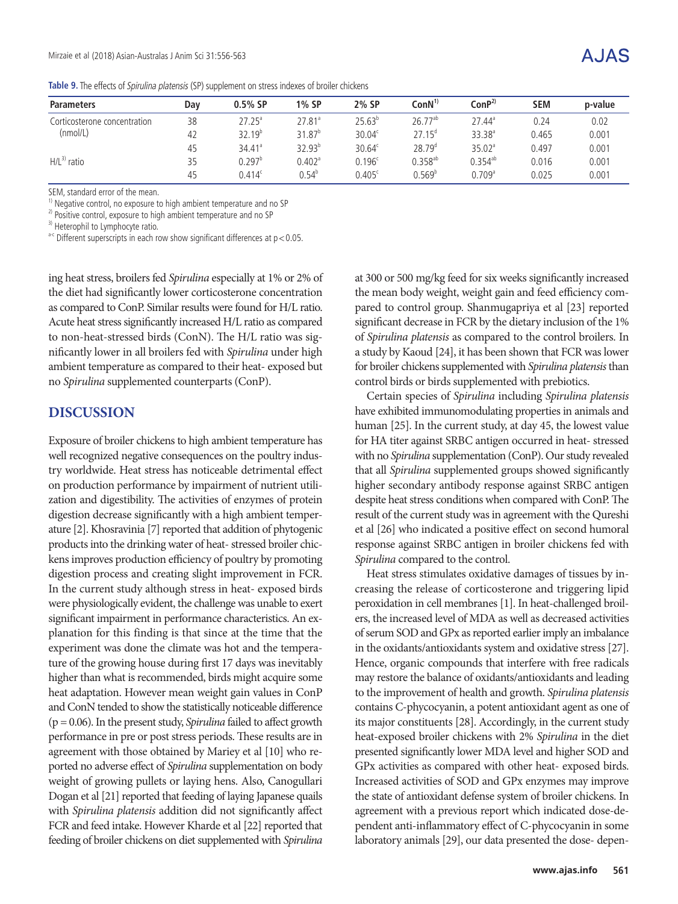**Table 9.** The effects of *Spirulina platensis* (SP) supplement on stress indexes of broiler chickens

| Parameters | Day | 0.5% SP | 1% SP | 2% SP | ConN[1)] | ConP[2)] | SEM | p-value |
|---|---|---|---|---|---|---|---|---|
| Corticosterone concentration (nmol/L) | 38 | 27.25[a] | 27.81[a] | 25.63[b] | 26.77[ab] | 27.44[a] | 0.24 | 0.02 |
| | 42 | 32.19[b] | 31.87[b] | 30.04[c] | 27.15[d] | 33.38[a] | 0.465 | 0.001 |
| | 45 | 34.41[a] | 32.93[b] | 30.64[c] | 28.79[d] | 35.02[a] | 0.497 | 0.001 |
| H/L[3)] ratio | 35 | 0.297[b] | 0.402[a] | 0.196[c] | 0.358[ab] | 0.354[ab] | 0.016 | 0.001 |
| | 45 | 0.414[c] | 0.54[b] | 0.405[c] | 0.569[b] | 0.709[a] | 0.025 | 0.001 |

SEM, standard error of the mean.
1) Negative control, no exposure to high ambient temperature and no SP
2) Positive control, exposure to high ambient temperature and no SP
3) Heterophil to Lymphocyte ratio.
a-c Different superscripts in each row show significant differences at $p<0.05$.

ing heat stress, broilers fed *Spirulina* especially at 1% or 2% of the diet had significantly lower corticosterone concentration as compared to ConP. Similar results were found for H/L ratio. Acute heat stress significantly increased H/L ratio as compared to non-heat-stressed birds (ConN). The H/L ratio was significantly lower in all broilers fed with *Spirulina* under high ambient temperature as compared to their heat- exposed but no *Spirulina* supplemented counterparts (ConP).

## DISCUSSION

Exposure of broiler chickens to high ambient temperature has well recognized negative consequences on the poultry industry worldwide. Heat stress has noticeable detrimental effect on production performance by impairment of nutrient utilization and digestibility. The activities of enzymes of protein digestion decrease significantly with a high ambient temperature [2]. Khosravinia [7] reported that addition of phytogenic products into the drinking water of heat- stressed broiler chickens improves production efficiency of poultry by promoting digestion process and creating slight improvement in FCR. In the current study although stress in heat- exposed birds were physiologically evident, the challenge was unable to exert significant impairment in performance characteristics. An explanation for this finding is that since at the time that the experiment was done the climate was hot and the temperature of the growing house during first 17 days was inevitably higher than what is recommended, birds might acquire some heat adaptation. However mean weight gain values in ConP and ConN tended to show the statistically noticeable difference ($p = 0.06$). In the present study, *Spirulina* failed to affect growth performance in pre or post stress periods. These results are in agreement with those obtained by Mariey et al [10] who reported no adverse effect of *Spirulina* supplementation on body weight of growing pullets or laying hens. Also, Canogullari Dogan et al [21] reported that feeding of laying Japanese quails with *Spirulina platensis* addition did not significantly affect FCR and feed intake. However Kharde et al [22] reported that feeding of broiler chickens on diet supplemented with *Spirulina* at 300 or 500 mg/kg feed for six weeks significantly increased the mean body weight, weight gain and feed efficiency compared to control group. Shanmugapriya et al [23] reported significant decrease in FCR by the dietary inclusion of the 1% of *Spirulina platensis* as compared to the control broilers. In a study by Kaoud [24], it has been shown that FCR was lower for broiler chickens supplemented with *Spirulina platensis* than control birds or birds supplemented with prebiotics.

Certain species of *Spirulina* including *Spirulina platensis* have exhibited immunomodulating properties in animals and human [25]. In the current study, at day 45, the lowest value for HA titer against SRBC antigen occurred in heat- stressed with no *Spirulina* supplementation (ConP). Our study revealed that all *Spirulina* supplemented groups showed significantly higher secondary antibody response against SRBC antigen despite heat stress conditions when compared with ConP. The result of the current study was in agreement with the Qureshi et al [26] who indicated a positive effect on second humoral response against SRBC antigen in broiler chickens fed with *Spirulina* compared to the control.

Heat stress stimulates oxidative damages of tissues by increasing the release of corticosterone and triggering lipid peroxidation in cell membranes [1]. In heat-challenged broilers, the increased level of MDA as well as decreased activities of serum SOD and GPx as reported earlier imply an imbalance in the oxidants/antioxidants system and oxidative stress [27]. Hence, organic compounds that interfere with free radicals may restore the balance of oxidants/antioxidants and leading to the improvement of health and growth. *Spirulina platensis* contains C-phycocyanin, a potent antioxidant agent as one of its major constituents [28]. Accordingly, in the current study heat-exposed broiler chickens with 2% *Spirulina* in the diet presented significantly lower MDA level and higher SOD and GPx activities as compared with other heat- exposed birds. Increased activities of SOD and GPx enzymes may improve the state of antioxidant defense system of broiler chickens. In agreement with a previous report which indicated dose-dependent anti-inflammatory effect of C-phycocyanin in some laboratory animals [29], our data presented the dose- depen-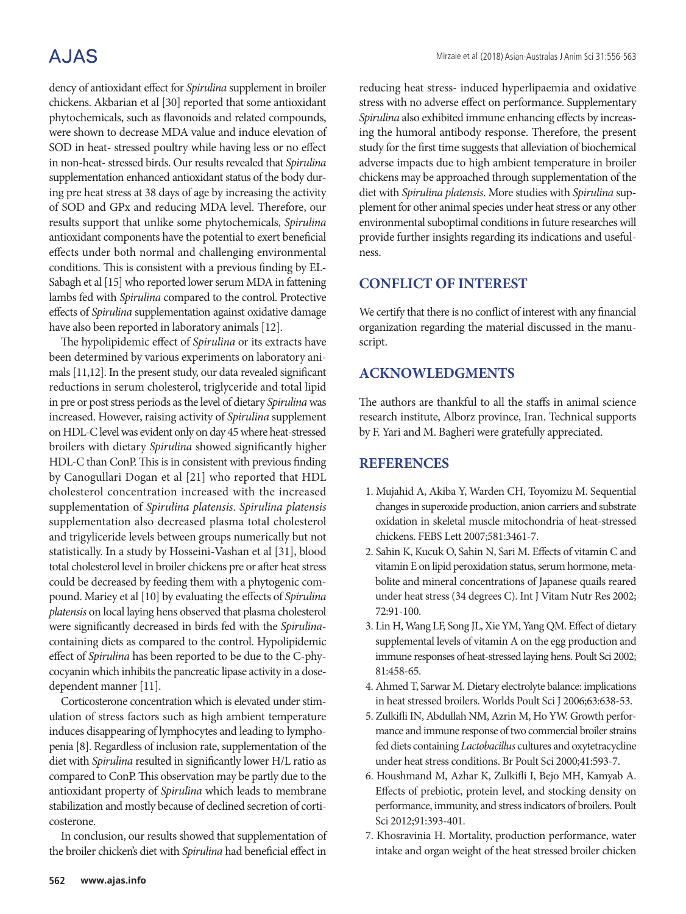dency of antioxidant effect for *Spirulina* supplement in broiler chickens. Akbarian et al [30] reported that some antioxidant phytochemicals, such as flavonoids and related compounds, were shown to decrease MDA value and induce elevation of SOD in heat- stressed poultry while having less or no effect in non-heat- stressed birds. Our results revealed that *Spirulina* supplementation enhanced antioxidant status of the body during pre heat stress at 38 days of age by increasing the activity of SOD and GPx and reducing MDA level. Therefore, our results support that unlike some phytochemicals, *Spirulina* antioxidant components have the potential to exert beneficial effects under both normal and challenging environmental conditions. This is consistent with a previous finding by EL-Sabagh et al [15] who reported lower serum MDA in fattening lambs fed with *Spirulina* compared to the control. Protective effects of *Spirulina* supplementation against oxidative damage have also been reported in laboratory animals [12].

The hypolipidemic effect of *Spirulina* or its extracts have been determined by various experiments on laboratory animals [11,12]. In the present study, our data revealed significant reductions in serum cholesterol, triglyceride and total lipid in pre or post stress periods as the level of dietary *Spirulina* was increased. However, raising activity of *Spirulina* supplement on HDL-C level was evident only on day 45 where heat-stressed broilers with dietary *Spirulina* showed significantly higher HDL-C than ConP. This is in consistent with previous finding by Canogullari Dogan et al [21] who reported that HDL cholesterol concentration increased with the increased supplementation of *Spirulina platensis*. *Spirulina platensis* supplementation also decreased plasma total cholesterol and trigyliceride levels between groups numerically but not statistically. In a study by Hosseini-Vashan et al [31], blood total cholesterol level in broiler chickens pre or after heat stress could be decreased by feeding them with a phytogenic compound. Mariey et al [10] by evaluating the effects of *Spirulina platensis* on local laying hens observed that plasma cholesterol were significantly decreased in birds fed with the *Spirulina*-containing diets as compared to the control. Hypolipidemic effect of *Spirulina* has been reported to be due to the C-phycocyanin which inhibits the pancreatic lipase activity in a dose-dependent manner [11].

Corticosterone concentration which is elevated under stimulation of stress factors such as high ambient temperature induces disappearing of lymphocytes and leading to lymphopenia [8]. Regardless of inclusion rate, supplementation of the diet with *Spirulina* resulted in significantly lower H/L ratio as compared to ConP. This observation may be partly due to the antioxidant property of *Spirulina* which leads to membrane stabilization and mostly because of declined secretion of corticosterone.

In conclusion, our results showed that supplementation of the broiler chicken's diet with *Spirulina* had beneficial effect in reducing heat stress- induced hyperlipaemia and oxidative stress with no adverse effect on performance. Supplementary *Spirulina* also exhibited immune enhancing effects by increasing the humoral antibody response. Therefore, the present study for the first time suggests that alleviation of biochemical adverse impacts due to high ambient temperature in broiler chickens may be approached through supplementation of the diet with *Spirulina platensis*. More studies with *Spirulina* supplement for other animal species under heat stress or any other environmental suboptimal conditions in future researches will provide further insights regarding its indications and usefulness.

## CONFLICT OF INTEREST

We certify that there is no conflict of interest with any financial organization regarding the material discussed in the manuscript.

## ACKNOWLEDGMENTS

The authors are thankful to all the staffs in animal science research institute, Alborz province, Iran. Technical supports by F. Yari and M. Bagheri were gratefully appreciated.

## REFERENCES

1. Mujahid A, Akiba Y, Warden CH, Toyomizu M. Sequential changes in superoxide production, anion carriers and substrate oxidation in skeletal muscle mitochondria of heat-stressed chickens. FEBS Lett 2007;581:3461-7.
2. Sahin K, Kucuk O, Sahin N, Sari M. Effects of vitamin C and vitamin E on lipid peroxidation status, serum hormone, metabolite and mineral concentrations of Japanese quails reared under heat stress (34 degrees C). Int J Vitam Nutr Res 2002; 72:91-100.
3. Lin H, Wang LF, Song JL, Xie YM, Yang QM. Effect of dietary supplemental levels of vitamin A on the egg production and immune responses of heat-stressed laying hens. Poult Sci 2002; 81:458-65.
4. Ahmed T, Sarwar M. Dietary electrolyte balance: implications in heat stressed broilers. Worlds Poult Sci J 2006;63:638-53.
5. Zulkifli IN, Abdullah NM, Azrin M, Ho YW. Growth performance and immune response of two commercial broiler strains fed diets containing *Lactobacillus* cultures and oxytetracycline under heat stress conditions. Br Poult Sci 2000;41:593-7.
6. Houshmand M, Azhar K, Zulkifli I, Bejo MH, Kamyab A. Effects of prebiotic, protein level, and stocking density on performance, immunity, and stress indicators of broilers. Poult Sci 2012;91:393-401.
7. Khosravinia H. Mortality, production performance, water intake and organ weight of the heat stressed broiler chicken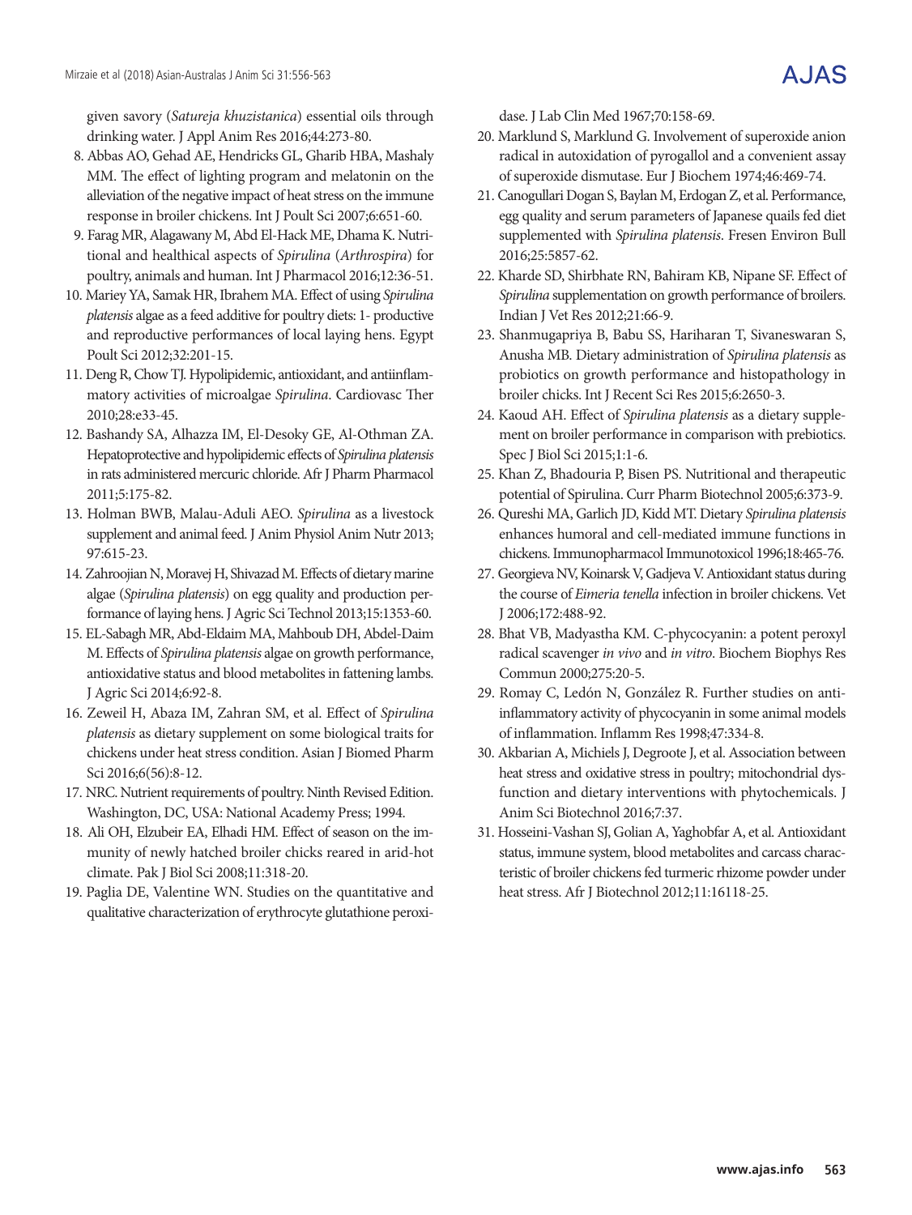given savory (*Satureja khuzistanica*) essential oils through drinking water. J Appl Anim Res 2016;44:273-80.

8. Abbas AO, Gehad AE, Hendricks GL, Gharib HBA, Mashaly MM. The effect of lighting program and melatonin on the alleviation of the negative impact of heat stress on the immune response in broiler chickens. Int J Poult Sci 2007;6:651-60.
9. Farag MR, Alagawany M, Abd El-Hack ME, Dhama K. Nutritional and healthical aspects of *Spirulina* (*Arthrospira*) for poultry, animals and human. Int J Pharmacol 2016;12:36-51.
10. Mariey YA, Samak HR, Ibrahem MA. Effect of using *Spirulina platensis* algae as a feed additive for poultry diets: 1- productive and reproductive performances of local laying hens. Egypt Poult Sci 2012;32:201-15.
11. Deng R, Chow TJ. Hypolipidemic, antioxidant, and antiinflammatory activities of microalgae *Spirulina*. Cardiovasc Ther 2010;28:e33-45.
12. Bashandy SA, Alhazza IM, El-Desoky GE, Al-Othman ZA. Hepatoprotective and hypolipidemic effects of *Spirulina platensis* in rats administered mercuric chloride. Afr J Pharm Pharmacol 2011;5:175-82.
13. Holman BWB, Malau-Aduli AEO. *Spirulina* as a livestock supplement and animal feed. J Anim Physiol Anim Nutr 2013; 97:615-23.
14. Zahroojian N, Moravej H, Shivazad M. Effects of dietary marine algae (*Spirulina platensis*) on egg quality and production performance of laying hens. J Agric Sci Technol 2013;15:1353-60.
15. EL-Sabagh MR, Abd-Eldaim MA, Mahboub DH, Abdel-Daim M. Effects of *Spirulina platensis* algae on growth performance, antioxidative status and blood metabolites in fattening lambs. J Agric Sci 2014;6:92-8.
16. Zeweil H, Abaza IM, Zahran SM, et al. Effect of *Spirulina platensis* as dietary supplement on some biological traits for chickens under heat stress condition. Asian J Biomed Pharm Sci 2016;6(56):8-12.
17. NRC. Nutrient requirements of poultry. Ninth Revised Edition. Washington, DC, USA: National Academy Press; 1994.
18. Ali OH, Elzubeir EA, Elhadi HM. Effect of season on the immunity of newly hatched broiler chicks reared in arid-hot climate. Pak J Biol Sci 2008;11:318-20.
19. Paglia DE, Valentine WN. Studies on the quantitative and qualitative characterization of erythrocyte glutathione peroxidase. J Lab Clin Med 1967;70:158-69.
20. Marklund S, Marklund G. Involvement of superoxide anion radical in autoxidation of pyrogallol and a convenient assay of superoxide dismutase. Eur J Biochem 1974;46:469-74.
21. Canogullari Dogan S, Baylan M, Erdogan Z, et al. Performance, egg quality and serum parameters of Japanese quails fed diet supplemented with *Spirulina platensis*. Fresen Environ Bull 2016;25:5857-62.
22. Kharde SD, Shirbhate RN, Bahiram KB, Nipane SF. Effect of *Spirulina* supplementation on growth performance of broilers. Indian J Vet Res 2012;21:66-9.
23. Shanmugapriya B, Babu SS, Hariharan T, Sivaneswaran S, Anusha MB. Dietary administration of *Spirulina platensis* as probiotics on growth performance and histopathology in broiler chicks. Int J Recent Sci Res 2015;6:2650-3.
24. Kaoud AH. Effect of *Spirulina platensis* as a dietary supplement on broiler performance in comparison with prebiotics. Spec J Biol Sci 2015;1:1-6.
25. Khan Z, Bhadouria P, Bisen PS. Nutritional and therapeutic potential of Spirulina. Curr Pharm Biotechnol 2005;6:373-9.
26. Qureshi MA, Garlich JD, Kidd MT. Dietary *Spirulina platensis* enhances humoral and cell-mediated immune functions in chickens. Immunopharmacol Immunotoxicol 1996;18:465-76.
27. Georgieva NV, Koinarsk V, Gadjeva V. Antioxidant status during the course of *Eimeria tenella* infection in broiler chickens. Vet J 2006;172:488-92.
28. Bhat VB, Madyastha KM. C-phycocyanin: a potent peroxyl radical scavenger *in vivo* and *in vitro*. Biochem Biophys Res Commun 2000;275:20-5.
29. Romay C, Ledón N, González R. Further studies on anti-inflammatory activity of phycocyanin in some animal models of inflammation. Inflamm Res 1998;47:334-8.
30. Akbarian A, Michiels J, Degroote J, et al. Association between heat stress and oxidative stress in poultry; mitochondrial dysfunction and dietary interventions with phytochemicals. J Anim Sci Biotechnol 2016;7:37.
31. Hosseini-Vashan SJ, Golian A, Yaghobfar A, et al. Antioxidant status, immune system, blood metabolites and carcass characteristic of broiler chickens fed turmeric rhizome powder under heat stress. Afr J Biotechnol 2012;11:16118-25.